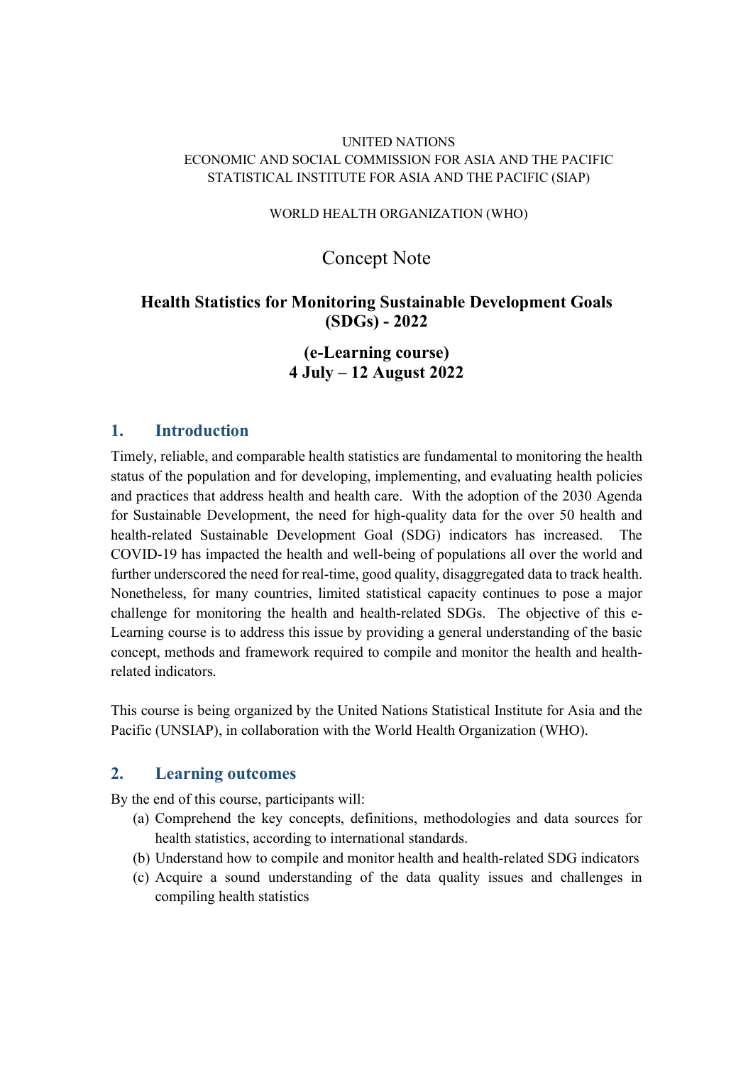UNITED NATIONS
ECONOMIC AND SOCIAL COMMISSION FOR ASIA AND THE PACIFIC
STATISTICAL INSTITUTE FOR ASIA AND THE PACIFIC (SIAP)

WORLD HEALTH ORGANIZATION (WHO)

Concept Note

**Health Statistics for Monitoring Sustainable Development Goals (SDGs) - 2022**

**(e-Learning course)**
**4 July – 12 August 2022**

## 1. Introduction

Timely, reliable, and comparable health statistics are fundamental to monitoring the health status of the population and for developing, implementing, and evaluating health policies and practices that address health and health care. With the adoption of the 2030 Agenda for Sustainable Development, the need for high-quality data for the over 50 health and health-related Sustainable Development Goal (SDG) indicators has increased. The COVID-19 has impacted the health and well-being of populations all over the world and further underscored the need for real-time, good quality, disaggregated data to track health. Nonetheless, for many countries, limited statistical capacity continues to pose a major challenge for monitoring the health and health-related SDGs. The objective of this e-Learning course is to address this issue by providing a general understanding of the basic concept, methods and framework required to compile and monitor the health and health-related indicators.

This course is being organized by the United Nations Statistical Institute for Asia and the Pacific (UNSIAP), in collaboration with the World Health Organization (WHO).

## 2. Learning outcomes

By the end of this course, participants will:

(a) Comprehend the key concepts, definitions, methodologies and data sources for health statistics, according to international standards.
(b) Understand how to compile and monitor health and health-related SDG indicators
(c) Acquire a sound understanding of the data quality issues and challenges in compiling health statistics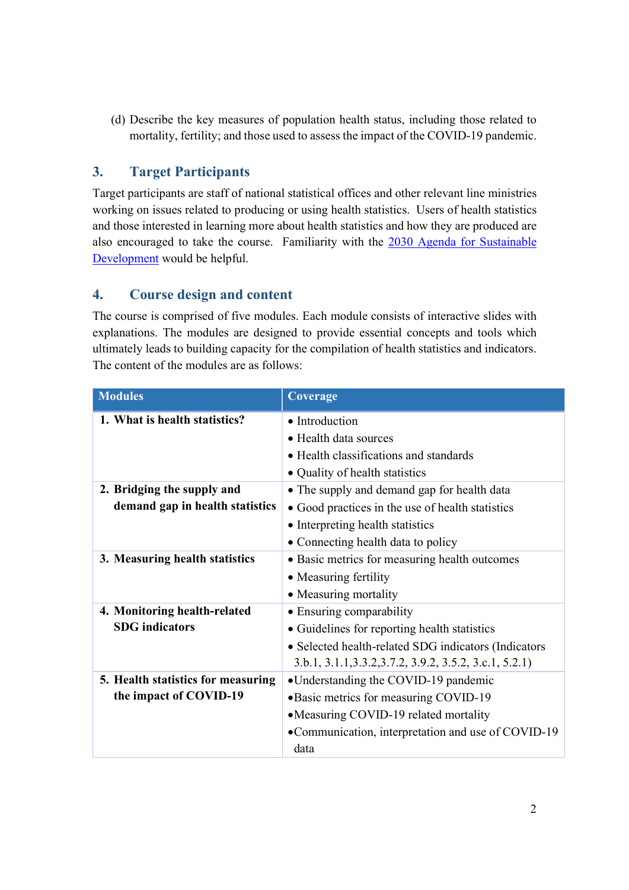(d) Describe the key measures of population health status, including those related to mortality, fertility; and those used to assess the impact of the COVID-19 pandemic.

## 3. Target Participants

Target participants are staff of national statistical offices and other relevant line ministries working on issues related to producing or using health statistics. Users of health statistics and those interested in learning more about health statistics and how they are produced are also encouraged to take the course. Familiarity with the [2030 Agenda for Sustainable Development]() would be helpful.

## 4. Course design and content

The course is comprised of five modules. Each module consists of interactive slides with explanations. The modules are designed to provide essential concepts and tools which ultimately leads to building capacity for the compilation of health statistics and indicators. The content of the modules are as follows:

| Modules | Coverage |
|---|---|
| **1. What is health statistics?** | • Introduction<br>• Health data sources<br>• Health classifications and standards<br>• Quality of health statistics |
| **2. Bridging the supply and demand gap in health statistics** | • The supply and demand gap for health data<br>• Good practices in the use of health statistics<br>• Interpreting health statistics<br>• Connecting health data to policy |
| **3. Measuring health statistics** | • Basic metrics for measuring health outcomes<br>• Measuring fertility<br>• Measuring mortality |
| **4. Monitoring health-related SDG indicators** | • Ensuring comparability<br>• Guidelines for reporting health statistics<br>• Selected health-related SDG indicators (Indicators 3.b.1, 3.1.1,3.3.2,3.7.2, 3.9.2, 3.5.2, 3.c.1, 5.2.1) |
| **5. Health statistics for measuring the impact of COVID-19** | • Understanding the COVID-19 pandemic<br>• Basic metrics for measuring COVID-19<br>• Measuring COVID-19 related mortality<br>• Communication, interpretation and use of COVID-19 data |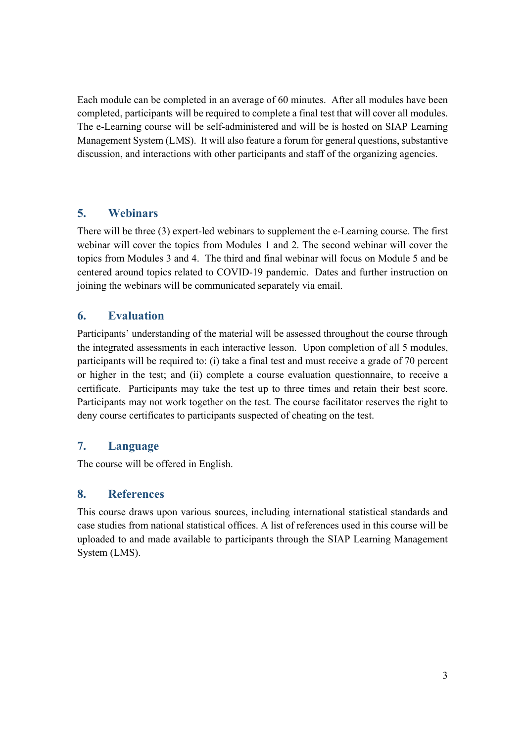Each module can be completed in an average of 60 minutes. After all modules have been completed, participants will be required to complete a final test that will cover all modules. The e-Learning course will be self-administered and will be is hosted on SIAP Learning Management System (LMS). It will also feature a forum for general questions, substantive discussion, and interactions with other participants and staff of the organizing agencies.

## 5. Webinars

There will be three (3) expert-led webinars to supplement the e-Learning course. The first webinar will cover the topics from Modules 1 and 2. The second webinar will cover the topics from Modules 3 and 4. The third and final webinar will focus on Module 5 and be centered around topics related to COVID-19 pandemic. Dates and further instruction on joining the webinars will be communicated separately via email.

## 6. Evaluation

Participants' understanding of the material will be assessed throughout the course through the integrated assessments in each interactive lesson. Upon completion of all 5 modules, participants will be required to: (i) take a final test and must receive a grade of 70 percent or higher in the test; and (ii) complete a course evaluation questionnaire, to receive a certificate. Participants may take the test up to three times and retain their best score. Participants may not work together on the test. The course facilitator reserves the right to deny course certificates to participants suspected of cheating on the test.

## 7. Language

The course will be offered in English.

## 8. References

This course draws upon various sources, including international statistical standards and case studies from national statistical offices. A list of references used in this course will be uploaded to and made available to participants through the SIAP Learning Management System (LMS).